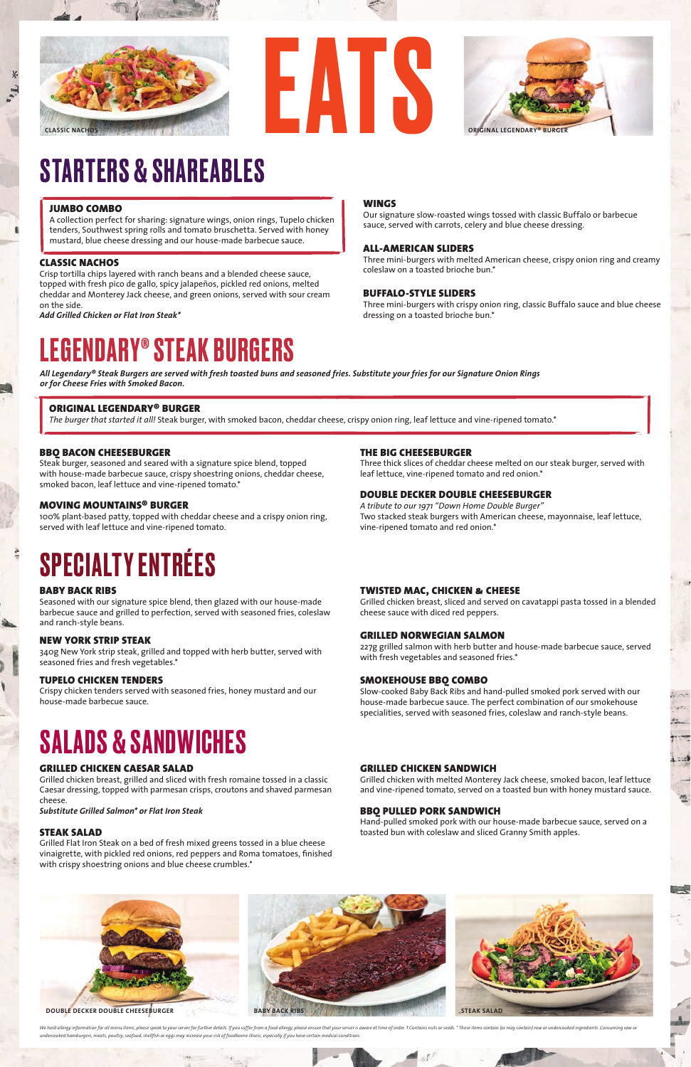CLASSIC NACHOS

# EATS

ORIGINAL LEGENDARY® BURGER

## STARTERS & SHAREABLES

### JUMBO COMBO
A collection perfect for sharing: signature wings, onion rings, Tupelo chicken tenders, Southwest spring rolls and tomato bruschetta. Served with honey mustard, blue cheese dressing and our house-made barbecue sauce.

### CLASSIC NACHOS
Crisp tortilla chips layered with ranch beans and a blended cheese sauce, topped with fresh pico de gallo, spicy jalapeños, pickled red onions, melted cheddar and Monterey Jack cheese, and green onions, served with sour cream on the side.
*Add Grilled Chicken or Flat Iron Steak**

### WINGS
Our signature slow-roasted wings tossed with classic Buffalo or barbecue sauce, served with carrots, celery and blue cheese dressing.

### ALL-AMERICAN SLIDERS
Three mini-burgers with melted American cheese, crispy onion ring and creamy coleslaw on a toasted brioche bun.*

### BUFFALO-STYLE SLIDERS
Three mini-burgers with crispy onion ring, classic Buffalo sauce and blue cheese dressing on a toasted brioche bun.*

## LEGENDARY® STEAK BURGERS

*All Legendary® Steak Burgers are served with fresh toasted buns and seasoned fries. Substitute your fries for our Signature Onion Rings or for Cheese Fries with Smoked Bacon.*

### ORIGINAL LEGENDARY® BURGER
*The burger that started it all!* Steak burger, with smoked bacon, cheddar cheese, crispy onion ring, leaf lettuce and vine-ripened tomato.*

### BBQ BACON CHEESEBURGER
Steak burger, seasoned and seared with a signature spice blend, topped with house-made barbecue sauce, crispy shoestring onions, cheddar cheese, smoked bacon, leaf lettuce and vine-ripened tomato.*

### MOVING MOUNTAINS® BURGER
100% plant-based patty, topped with cheddar cheese and a crispy onion ring, served with leaf lettuce and vine-ripened tomato.

### THE BIG CHEESEBURGER
Three thick slices of cheddar cheese melted on our steak burger, served with leaf lettuce, vine-ripened tomato and red onion.*

### DOUBLE DECKER DOUBLE CHEESEBURGER
*A tribute to our 1971 "Down Home Double Burger"*
Two stacked steak burgers with American cheese, mayonnaise, leaf lettuce, vine-ripened tomato and red onion.*

## SPECIALTY ENTRÉES

### BABY BACK RIBS
Seasoned with our signature spice blend, then glazed with our house-made barbecue sauce and grilled to perfection, served with seasoned fries, coleslaw and ranch-style beans.

### NEW YORK STRIP STEAK
340g New York strip steak, grilled and topped with herb butter, served with seasoned fries and fresh vegetables.*

### TUPELO CHICKEN TENDERS
Crispy chicken tenders served with seasoned fries, honey mustard and our house-made barbecue sauce.

### TWISTED MAC, CHICKEN & CHEESE
Grilled chicken breast, sliced and served on cavatappi pasta tossed in a blended cheese sauce with diced red peppers.

### GRILLED NORWEGIAN SALMON
227g grilled salmon with herb butter and house-made barbecue sauce, served with fresh vegetables and seasoned fries.*

### SMOKEHOUSE BBQ COMBO
Slow-cooked Baby Back Ribs and hand-pulled smoked pork served with our house-made barbecue sauce. The perfect combination of our smokehouse specialities, served with seasoned fries, coleslaw and ranch-style beans.

## SALADS & SANDWICHES

### GRILLED CHICKEN CAESAR SALAD
Grilled chicken breast, grilled and sliced with fresh romaine tossed in a classic Caesar dressing, topped with parmesan crisps, croutons and shaved parmesan cheese.
*Substitute Grilled Salmon* or Flat Iron Steak*

### STEAK SALAD
Grilled Flat Iron Steak on a bed of fresh mixed greens tossed in a blue cheese vinaigrette, with pickled red onions, red peppers and Roma tomatoes, finished with crispy shoestring onions and blue cheese crumbles.*

### GRILLED CHICKEN SANDWICH
Grilled chicken with melted Monterey Jack cheese, smoked bacon, leaf lettuce and vine-ripened tomato, served on a toasted bun with honey mustard sauce.

### BBQ PULLED PORK SANDWICH
Hand-pulled smoked pork with our house-made barbecue sauce, served on a toasted bun with coleslaw and sliced Granny Smith apples.

DOUBLE DECKER DOUBLE CHEESEBURGER

BABY BACK RIBS

STEAK SALAD

We hold allergy information for all menu items, please speak to your server for further details. If you suffer from a food allergy, please ensure that your server is aware at time of order. † Contains nuts or seeds. * These items contain (or may contain) raw or undercooked ingredients. Consuming raw or undercooked hamburgers, meats, poultry, seafood, shellfish or eggs may increase your risk of foodborne illness, especially if you have certain medical conditions.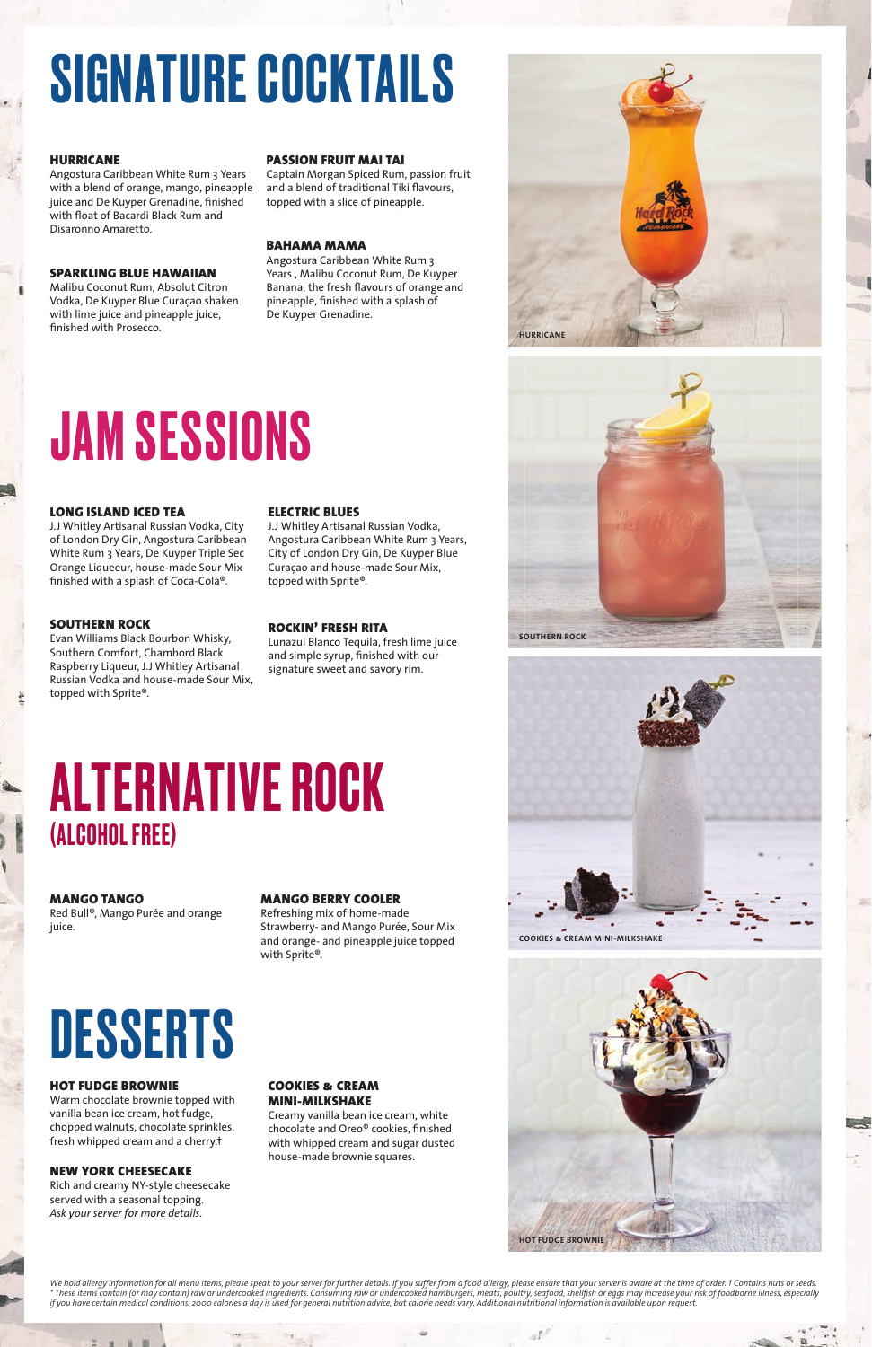# SIGNATURE COCKTAILS

### HURRICANE
Angostura Caribbean White Rum 3 Years with a blend of orange, mango, pineapple juice and De Kuyper Grenadine, finished with float of Bacardi Black Rum and Disaronno Amaretto.

### SPARKLING BLUE HAWAIIAN
Malibu Coconut Rum, Absolut Citron Vodka, De Kuyper Blue Curaçao shaken with lime juice and pineapple juice, finished with Prosecco.

### PASSION FRUIT MAI TAI
Captain Morgan Spiced Rum, passion fruit and a blend of traditional Tiki flavours, topped with a slice of pineapple.

### BAHAMA MAMA
Angostura Caribbean White Rum 3 Years , Malibu Coconut Rum, De Kuyper Banana, the fresh flavours of orange and pineapple, finished with a splash of De Kuyper Grenadine.

HURRICANE

# JAM SESSIONS

### LONG ISLAND ICED TEA
J.J Whitley Artisanal Russian Vodka, City of London Dry Gin, Angostura Caribbean White Rum 3 Years, De Kuyper Triple Sec Orange Liqueur, house-made Sour Mix finished with a splash of Coca-Cola®.

### SOUTHERN ROCK
Evan Williams Black Bourbon Whisky, Southern Comfort, Chambord Black Raspberry Liqueur, J.J Whitley Artisanal Russian Vodka and house-made Sour Mix, topped with Sprite®.

### ELECTRIC BLUES
J.J Whitley Artisanal Russian Vodka, Angostura Caribbean White Rum 3 Years, City of London Dry Gin, De Kuyper Blue Curaçao and house-made Sour Mix, topped with Sprite®.

### ROCKIN' FRESH RITA
Lunazul Blanco Tequila, fresh lime juice and simple syrup, finished with our signature sweet and savory rim.

SOUTHERN ROCK

# ALTERNATIVE ROCK
## (ALCOHOL FREE)

### MANGO TANGO
Red Bull®, Mango Purée and orange juice.

### MANGO BERRY COOLER
Refreshing mix of home-made Strawberry- and Mango Purée, Sour Mix and orange- and pineapple juice topped with Sprite®.

COOKIES & CREAM MINI-MILKSHAKE

# DESSERTS

### HOT FUDGE BROWNIE
Warm chocolate brownie topped with vanilla bean ice cream, hot fudge, chopped walnuts, chocolate sprinkles, fresh whipped cream and a cherry.†

### NEW YORK CHEESECAKE
Rich and creamy NY-style cheesecake served with a seasonal topping. *Ask your server for more details.*

### COOKIES & CREAM MINI-MILKSHAKE
Creamy vanilla bean ice cream, white chocolate and Oreo® cookies, finished with whipped cream and sugar dusted house-made brownie squares.

HOT FUDGE BROWNIE

*We hold allergy information for all menu items, please speak to your server for further details. If you suffer from a food allergy, please ensure that your server is aware at the time of order. † Contains nuts or seeds. \* These items contain (or may contain) raw or undercooked ingredients. Consuming raw or undercooked hamburgers, meats, poultry, seafood, shellfish or eggs may increase your risk of foodborne illness, especially if you have certain medical conditions. 2000 calories a day is used for general nutrition advice, but calorie needs vary. Additional nutritional information is available upon request.*